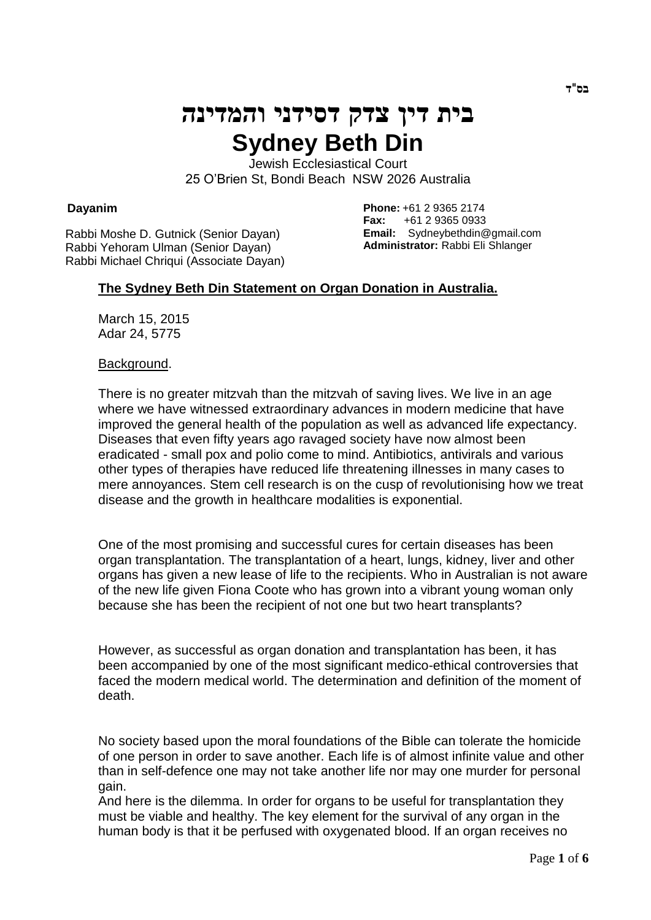בס"ד

# בית דין צדק דסידני והמדינה

# Sydney Beth Din

Jewish Ecclesiastical Court
25 O'Brien St, Bondi Beach NSW 2026 Australia

**Dayanim**

Rabbi Moshe D. Gutnick (Senior Dayan)
Rabbi Yehoram Ulman (Senior Dayan)
Rabbi Michael Chriqui (Associate Dayan)

**Phone:** +61 2 9365 2174
**Fax:** +61 2 9365 0933
**Email:** Sydneybethdin@gmail.com
**Administrator:** Rabbi Eli Shlanger

## The Sydney Beth Din Statement on Organ Donation in Australia.

March 15, 2015
Adar 24, 5775

Background.

There is no greater mitzvah than the mitzvah of saving lives. We live in an age where we have witnessed extraordinary advances in modern medicine that have improved the general health of the population as well as advanced life expectancy. Diseases that even fifty years ago ravaged society have now almost been eradicated - small pox and polio come to mind. Antibiotics, antivirals and various other types of therapies have reduced life threatening illnesses in many cases to mere annoyances. Stem cell research is on the cusp of revolutionising how we treat disease and the growth in healthcare modalities is exponential.

One of the most promising and successful cures for certain diseases has been organ transplantation. The transplantation of a heart, lungs, kidney, liver and other organs has given a new lease of life to the recipients. Who in Australian is not aware of the new life given Fiona Coote who has grown into a vibrant young woman only because she has been the recipient of not one but two heart transplants?

However, as successful as organ donation and transplantation has been, it has been accompanied by one of the most significant medico-ethical controversies that faced the modern medical world. The determination and definition of the moment of death.

No society based upon the moral foundations of the Bible can tolerate the homicide of one person in order to save another. Each life is of almost infinite value and other than in self-defence one may not take another life nor may one murder for personal gain.
And here is the dilemma. In order for organs to be useful for transplantation they must be viable and healthy. The key element for the survival of any organ in the human body is that it be perfused with oxygenated blood. If an organ receives no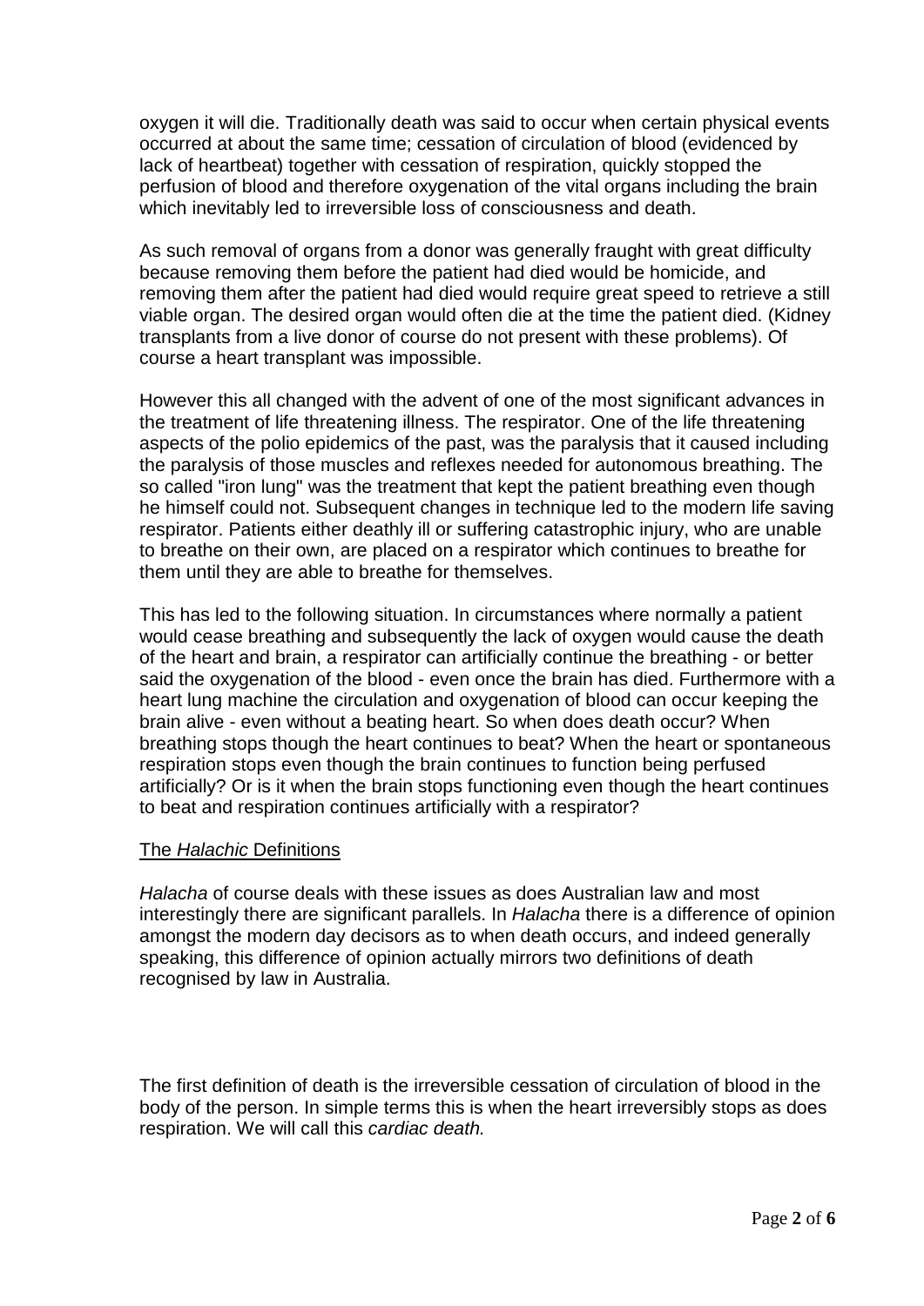oxygen it will die. Traditionally death was said to occur when certain physical events occurred at about the same time; cessation of circulation of blood (evidenced by lack of heartbeat) together with cessation of respiration, quickly stopped the perfusion of blood and therefore oxygenation of the vital organs including the brain which inevitably led to irreversible loss of consciousness and death.

As such removal of organs from a donor was generally fraught with great difficulty because removing them before the patient had died would be homicide, and removing them after the patient had died would require great speed to retrieve a still viable organ. The desired organ would often die at the time the patient died. (Kidney transplants from a live donor of course do not present with these problems). Of course a heart transplant was impossible.

However this all changed with the advent of one of the most significant advances in the treatment of life threatening illness. The respirator. One of the life threatening aspects of the polio epidemics of the past, was the paralysis that it caused including the paralysis of those muscles and reflexes needed for autonomous breathing. The so called "iron lung" was the treatment that kept the patient breathing even though he himself could not. Subsequent changes in technique led to the modern life saving respirator. Patients either deathly ill or suffering catastrophic injury, who are unable to breathe on their own, are placed on a respirator which continues to breathe for them until they are able to breathe for themselves.

This has led to the following situation. In circumstances where normally a patient would cease breathing and subsequently the lack of oxygen would cause the death of the heart and brain, a respirator can artificially continue the breathing - or better said the oxygenation of the blood - even once the brain has died. Furthermore with a heart lung machine the circulation and oxygenation of blood can occur keeping the brain alive - even without a beating heart. So when does death occur? When breathing stops though the heart continues to beat? When the heart or spontaneous respiration stops even though the brain continues to function being perfused artificially? Or is it when the brain stops functioning even though the heart continues to beat and respiration continues artificially with a respirator?

## The *Halachic* Definitions

*Halacha* of course deals with these issues as does Australian law and most interestingly there are significant parallels. In *Halacha* there is a difference of opinion amongst the modern day decisors as to when death occurs, and indeed generally speaking, this difference of opinion actually mirrors two definitions of death recognised by law in Australia.

The first definition of death is the irreversible cessation of circulation of blood in the body of the person. In simple terms this is when the heart irreversibly stops as does respiration. We will call this *cardiac death.*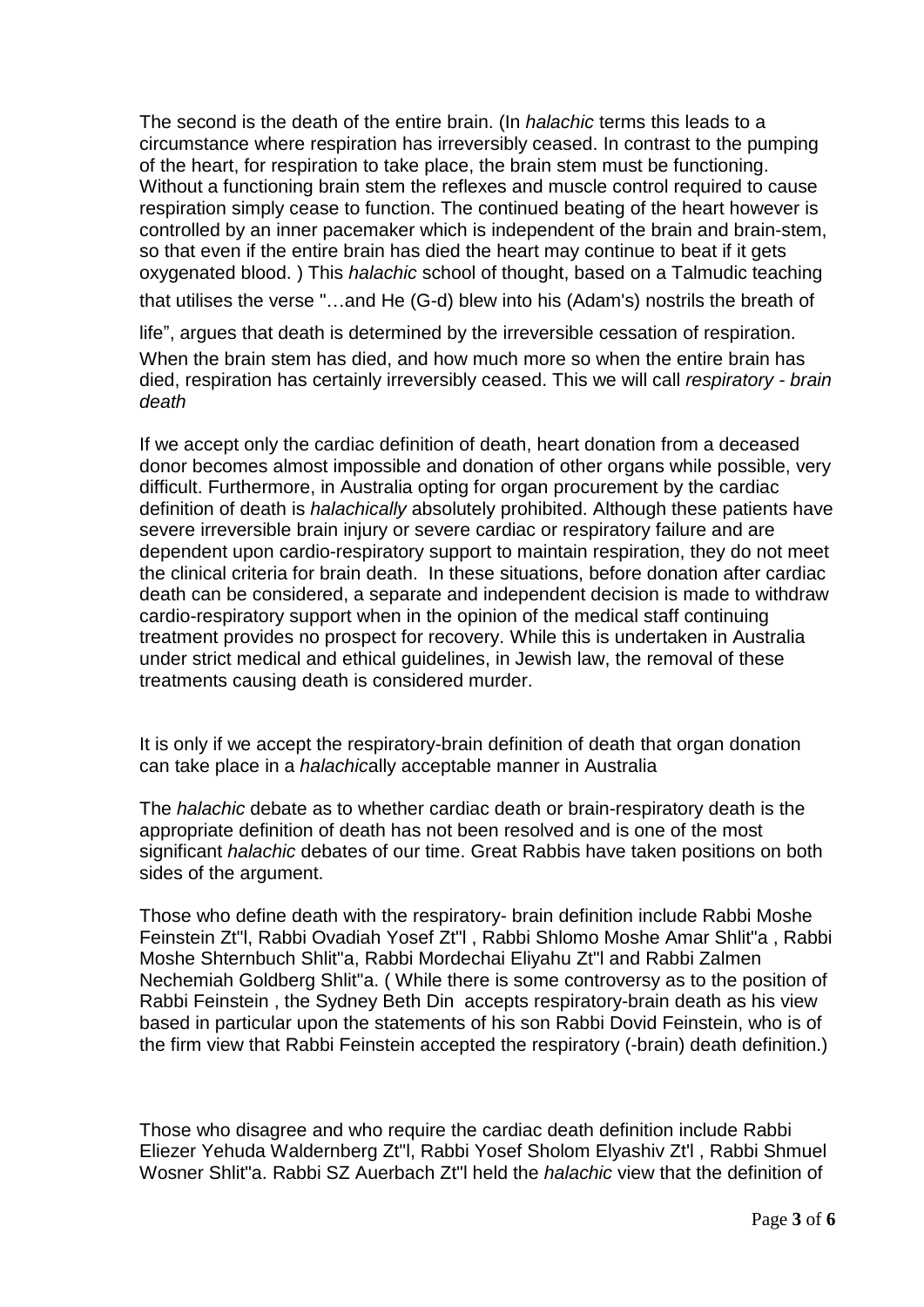The second is the death of the entire brain. (In *halachic* terms this leads to a circumstance where respiration has irreversibly ceased. In contrast to the pumping of the heart, for respiration to take place, the brain stem must be functioning. Without a functioning brain stem the reflexes and muscle control required to cause respiration simply cease to function. The continued beating of the heart however is controlled by an inner pacemaker which is independent of the brain and brain-stem, so that even if the entire brain has died the heart may continue to beat if it gets oxygenated blood. ) This *halachic* school of thought, based on a Talmudic teaching that utilises the verse "…and He (G-d) blew into his (Adam's) nostrils the breath of life", argues that death is determined by the irreversible cessation of respiration. When the brain stem has died, and how much more so when the entire brain has died, respiration has certainly irreversibly ceased. This we will call *respiratory - brain death*

If we accept only the cardiac definition of death, heart donation from a deceased donor becomes almost impossible and donation of other organs while possible, very difficult. Furthermore, in Australia opting for organ procurement by the cardiac definition of death is *halachically* absolutely prohibited. Although these patients have severe irreversible brain injury or severe cardiac or respiratory failure and are dependent upon cardio-respiratory support to maintain respiration, they do not meet the clinical criteria for brain death. In these situations, before donation after cardiac death can be considered, a separate and independent decision is made to withdraw cardio-respiratory support when in the opinion of the medical staff continuing treatment provides no prospect for recovery. While this is undertaken in Australia under strict medical and ethical guidelines, in Jewish law, the removal of these treatments causing death is considered murder.

It is only if we accept the respiratory-brain definition of death that organ donation can take place in a *halachic*ally acceptable manner in Australia

The *halachic* debate as to whether cardiac death or brain-respiratory death is the appropriate definition of death has not been resolved and is one of the most significant *halachic* debates of our time. Great Rabbis have taken positions on both sides of the argument.

Those who define death with the respiratory- brain definition include Rabbi Moshe Feinstein Zt"l, Rabbi Ovadiah Yosef Zt"l , Rabbi Shlomo Moshe Amar Shlit"a , Rabbi Moshe Shternbuch Shlit"a, Rabbi Mordechai Eliyahu Zt"l and Rabbi Zalmen Nechemiah Goldberg Shlit"a. ( While there is some controversy as to the position of Rabbi Feinstein , the Sydney Beth Din accepts respiratory-brain death as his view based in particular upon the statements of his son Rabbi Dovid Feinstein, who is of the firm view that Rabbi Feinstein accepted the respiratory (-brain) death definition.)

Those who disagree and who require the cardiac death definition include Rabbi Eliezer Yehuda Waldernberg Zt"l, Rabbi Yosef Sholom Elyashiv Zt'l , Rabbi Shmuel Wosner Shlit"a. Rabbi SZ Auerbach Zt"l held the *halachic* view that the definition of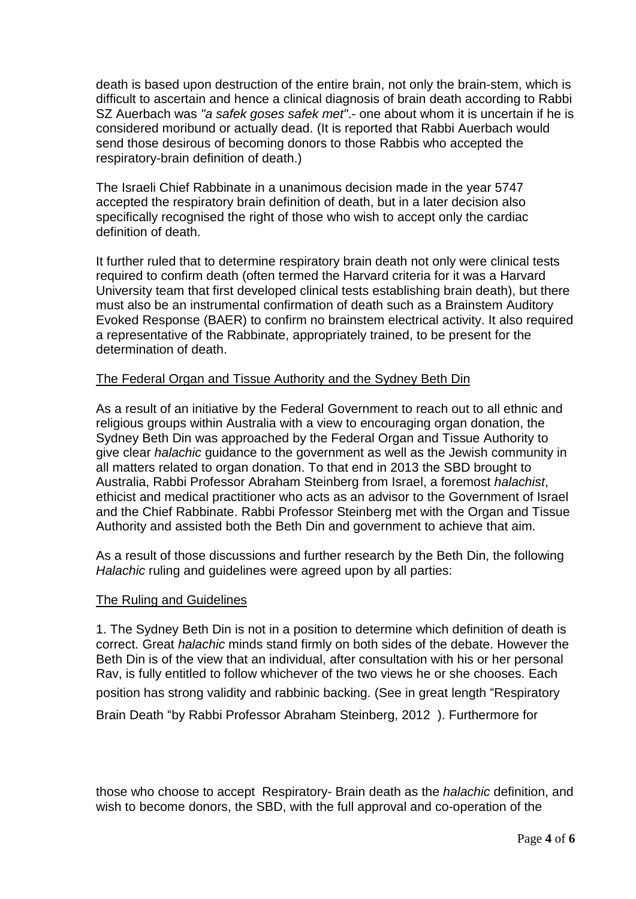death is based upon destruction of the entire brain, not only the brain-stem, which is difficult to ascertain and hence a clinical diagnosis of brain death according to Rabbi SZ Auerbach was *"a safek goses safek met"*.- one about whom it is uncertain if he is considered moribund or actually dead. (It is reported that Rabbi Auerbach would send those desirous of becoming donors to those Rabbis who accepted the respiratory-brain definition of death.)

The Israeli Chief Rabbinate in a unanimous decision made in the year 5747 accepted the respiratory brain definition of death, but in a later decision also specifically recognised the right of those who wish to accept only the cardiac definition of death.

It further ruled that to determine respiratory brain death not only were clinical tests required to confirm death (often termed the Harvard criteria for it was a Harvard University team that first developed clinical tests establishing brain death), but there must also be an instrumental confirmation of death such as a Brainstem Auditory Evoked Response (BAER) to confirm no brainstem electrical activity. It also required a representative of the Rabbinate, appropriately trained, to be present for the determination of death.

## The Federal Organ and Tissue Authority and the Sydney Beth Din

As a result of an initiative by the Federal Government to reach out to all ethnic and religious groups within Australia with a view to encouraging organ donation, the Sydney Beth Din was approached by the Federal Organ and Tissue Authority to give clear *halachic* guidance to the government as well as the Jewish community in all matters related to organ donation. To that end in 2013 the SBD brought to Australia, Rabbi Professor Abraham Steinberg from Israel, a foremost *halachist*, ethicist and medical practitioner who acts as an advisor to the Government of Israel and the Chief Rabbinate. Rabbi Professor Steinberg met with the Organ and Tissue Authority and assisted both the Beth Din and government to achieve that aim.

As a result of those discussions and further research by the Beth Din, the following *Halachic* ruling and guidelines were agreed upon by all parties:

## The Ruling and Guidelines

1. The Sydney Beth Din is not in a position to determine which definition of death is correct. Great *halachic* minds stand firmly on both sides of the debate. However the Beth Din is of the view that an individual, after consultation with his or her personal Rav, is fully entitled to follow whichever of the two views he or she chooses. Each position has strong validity and rabbinic backing. (See in great length "Respiratory Brain Death "by Rabbi Professor Abraham Steinberg, 2012 ). Furthermore for those who choose to accept Respiratory- Brain death as the *halachic* definition, and wish to become donors, the SBD, with the full approval and co-operation of the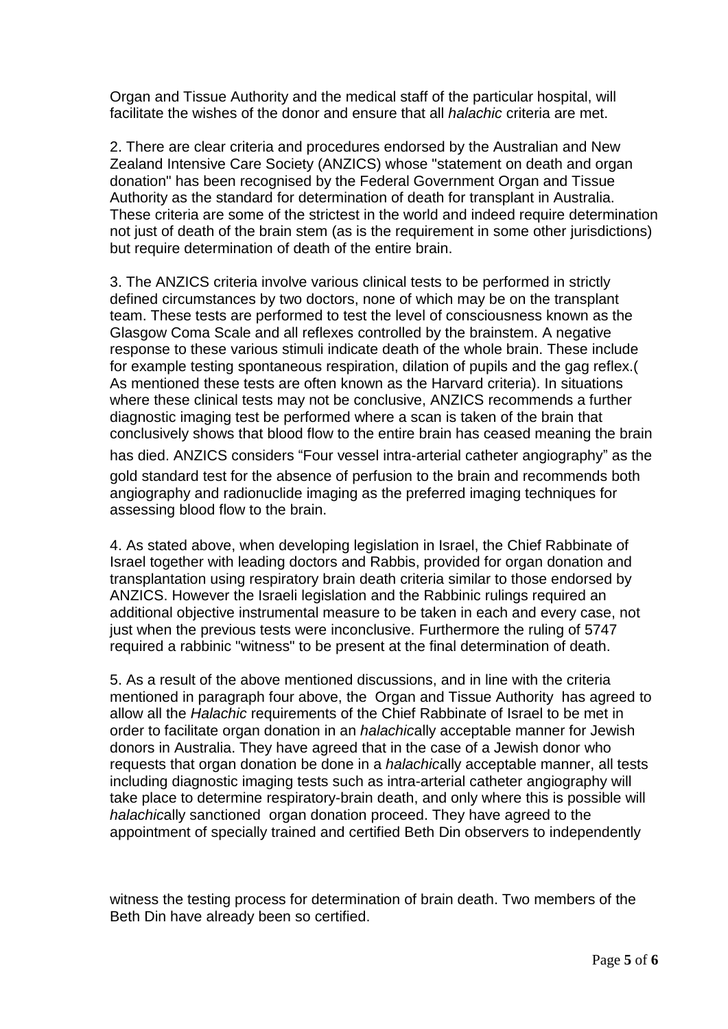Organ and Tissue Authority and the medical staff of the particular hospital, will facilitate the wishes of the donor and ensure that all *halachic* criteria are met.

2. There are clear criteria and procedures endorsed by the Australian and New Zealand Intensive Care Society (ANZICS) whose "statement on death and organ donation" has been recognised by the Federal Government Organ and Tissue Authority as the standard for determination of death for transplant in Australia. These criteria are some of the strictest in the world and indeed require determination not just of death of the brain stem (as is the requirement in some other jurisdictions) but require determination of death of the entire brain.

3. The ANZICS criteria involve various clinical tests to be performed in strictly defined circumstances by two doctors, none of which may be on the transplant team. These tests are performed to test the level of consciousness known as the Glasgow Coma Scale and all reflexes controlled by the brainstem. A negative response to these various stimuli indicate death of the whole brain. These include for example testing spontaneous respiration, dilation of pupils and the gag reflex.( As mentioned these tests are often known as the Harvard criteria). In situations where these clinical tests may not be conclusive, ANZICS recommends a further diagnostic imaging test be performed where a scan is taken of the brain that conclusively shows that blood flow to the entire brain has ceased meaning the brain has died. ANZICS considers “Four vessel intra-arterial catheter angiography” as the gold standard test for the absence of perfusion to the brain and recommends both angiography and radionuclide imaging as the preferred imaging techniques for assessing blood flow to the brain.

4. As stated above, when developing legislation in Israel, the Chief Rabbinate of Israel together with leading doctors and Rabbis, provided for organ donation and transplantation using respiratory brain death criteria similar to those endorsed by ANZICS. However the Israeli legislation and the Rabbinic rulings required an additional objective instrumental measure to be taken in each and every case, not just when the previous tests were inconclusive. Furthermore the ruling of 5747 required a rabbinic "witness" to be present at the final determination of death.

5. As a result of the above mentioned discussions, and in line with the criteria mentioned in paragraph four above, the Organ and Tissue Authority has agreed to allow all the *Halachic* requirements of the Chief Rabbinate of Israel to be met in order to facilitate organ donation in an *halachic*ally acceptable manner for Jewish donors in Australia. They have agreed that in the case of a Jewish donor who requests that organ donation be done in a *halachic*ally acceptable manner, all tests including diagnostic imaging tests such as intra-arterial catheter angiography will take place to determine respiratory-brain death, and only where this is possible will *halachic*ally sanctioned organ donation proceed. They have agreed to the appointment of specially trained and certified Beth Din observers to independently witness the testing process for determination of brain death. Two members of the Beth Din have already been so certified.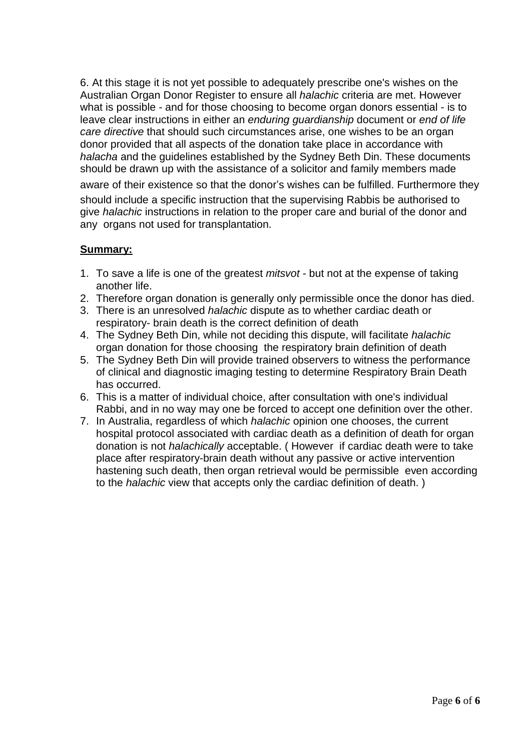6. At this stage it is not yet possible to adequately prescribe one's wishes on the Australian Organ Donor Register to ensure all *halachic* criteria are met. However what is possible - and for those choosing to become organ donors essential - is to leave clear instructions in either an *enduring guardianship* document or *end of life care directive* that should such circumstances arise, one wishes to be an organ donor provided that all aspects of the donation take place in accordance with *halacha* and the guidelines established by the Sydney Beth Din. These documents should be drawn up with the assistance of a solicitor and family members made aware of their existence so that the donor's wishes can be fulfilled. Furthermore they should include a specific instruction that the supervising Rabbis be authorised to give *halachic* instructions in relation to the proper care and burial of the donor and any organs not used for transplantation.

**Summary:**

1. To save a life is one of the greatest *mitsvot* - but not at the expense of taking another life.
2. Therefore organ donation is generally only permissible once the donor has died.
3. There is an unresolved *halachic* dispute as to whether cardiac death or respiratory- brain death is the correct definition of death
4. The Sydney Beth Din, while not deciding this dispute, will facilitate *halachic* organ donation for those choosing the respiratory brain definition of death
5. The Sydney Beth Din will provide trained observers to witness the performance of clinical and diagnostic imaging testing to determine Respiratory Brain Death has occurred.
6. This is a matter of individual choice, after consultation with one's individual Rabbi, and in no way may one be forced to accept one definition over the other.
7. In Australia, regardless of which *halachic* opinion one chooses, the current hospital protocol associated with cardiac death as a definition of death for organ donation is not *halachically* acceptable. ( However if cardiac death were to take place after respiratory-brain death without any passive or active intervention hastening such death, then organ retrieval would be permissible even according to the *halachic* view that accepts only the cardiac definition of death. )